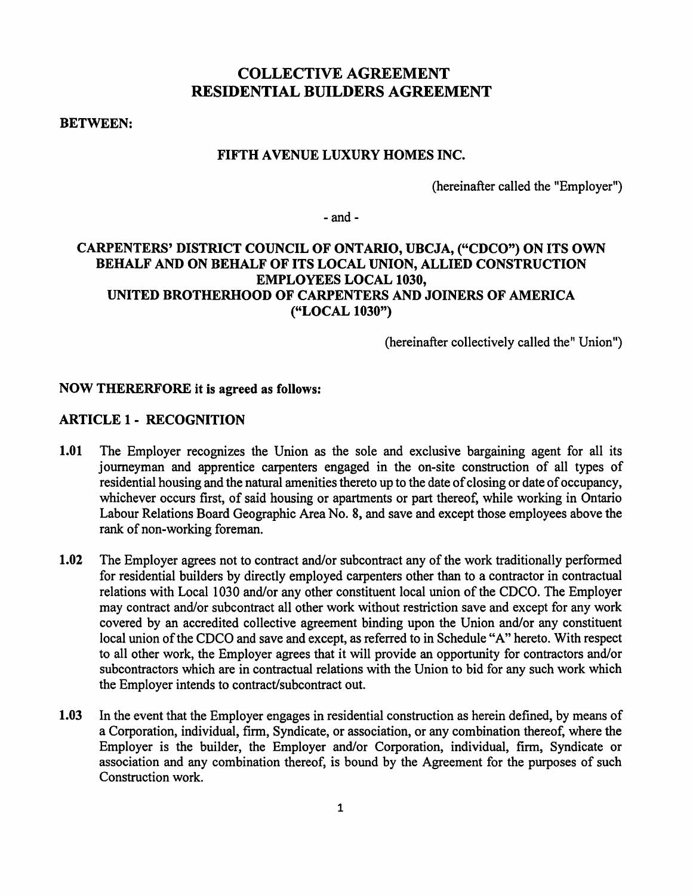# COLLECTIVE AGREEMENT
# RESIDENTIAL BUILDERS AGREEMENT

**BETWEEN:**

**FIFTH AVENUE LUXURY HOMES INC.**

(hereinafter called the "Employer")

- and -

**CARPENTERS' DISTRICT COUNCIL OF ONTARIO, UBCJA, ("CDCO") ON ITS OWN BEHALF AND ON BEHALF OF ITS LOCAL UNION, ALLIED CONSTRUCTION EMPLOYEES LOCAL 1030, UNITED BROTHERHOOD OF CARPENTERS AND JOINERS OF AMERICA ("LOCAL 1030")**

(hereinafter collectively called the" Union")

**NOW THERERFORE it is agreed as follows:**

## ARTICLE 1 - RECOGNITION

**1.01** The Employer recognizes the Union as the sole and exclusive bargaining agent for all its journeyman and apprentice carpenters engaged in the on-site construction of all types of residential housing and the natural amenities thereto up to the date of closing or date of occupancy, whichever occurs first, of said housing or apartments or part thereof, while working in Ontario Labour Relations Board Geographic Area No. 8, and save and except those employees above the rank of non-working foreman.

**1.02** The Employer agrees not to contract and/or subcontract any of the work traditionally performed for residential builders by directly employed carpenters other than to a contractor in contractual relations with Local 1030 and/or any other constituent local union of the CDCO. The Employer may contract and/or subcontract all other work without restriction save and except for any work covered by an accredited collective agreement binding upon the Union and/or any constituent local union of the CDCO and save and except, as referred to in Schedule "A" hereto. With respect to all other work, the Employer agrees that it will provide an opportunity for contractors and/or subcontractors which are in contractual relations with the Union to bid for any such work which the Employer intends to contract/subcontract out.

**1.03** In the event that the Employer engages in residential construction as herein defined, by means of a Corporation, individual, firm, Syndicate, or association, or any combination thereof, where the Employer is the builder, the Employer and/or Corporation, individual, firm, Syndicate or association and any combination thereof, is bound by the Agreement for the purposes of such Construction work.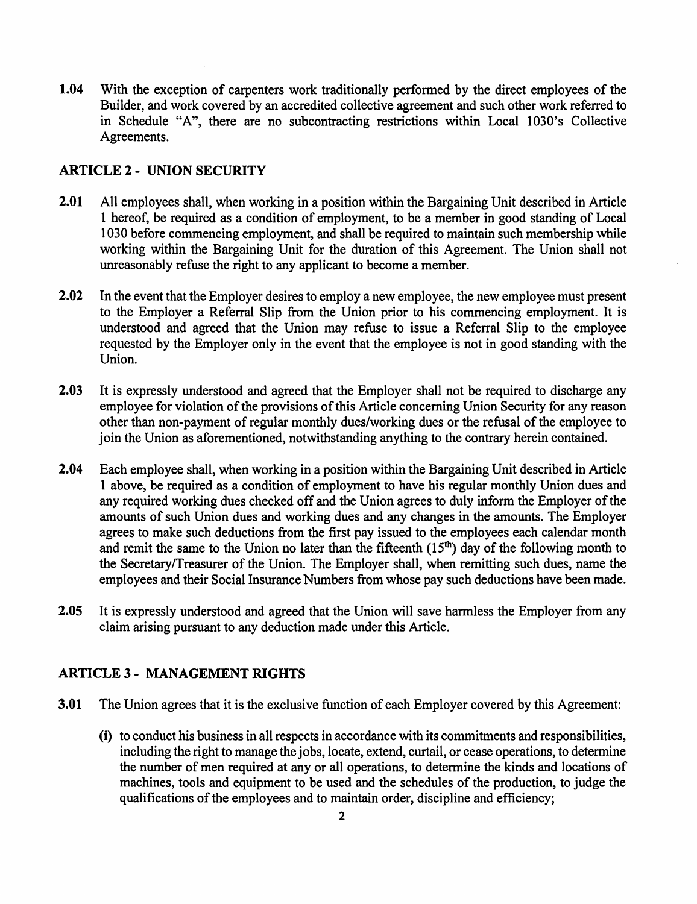**1.04** With the exception of carpenters work traditionally performed by the direct employees of the Builder, and work covered by an accredited collective agreement and such other work referred to in Schedule "A", there are no subcontracting restrictions within Local 1030's Collective Agreements.

## ARTICLE 2 - UNION SECURITY

**2.01** All employees shall, when working in a position within the Bargaining Unit described in Article 1 hereof, be required as a condition of employment, to be a member in good standing of Local 1030 before commencing employment, and shall be required to maintain such membership while working within the Bargaining Unit for the duration of this Agreement. The Union shall not unreasonably refuse the right to any applicant to become a member.

**2.02** In the event that the Employer desires to employ a new employee, the new employee must present to the Employer a Referral Slip from the Union prior to his commencing employment. It is understood and agreed that the Union may refuse to issue a Referral Slip to the employee requested by the Employer only in the event that the employee is not in good standing with the Union.

**2.03** It is expressly understood and agreed that the Employer shall not be required to discharge any employee for violation of the provisions of this Article concerning Union Security for any reason other than non-payment of regular monthly dues/working dues or the refusal of the employee to join the Union as aforementioned, notwithstanding anything to the contrary herein contained.

**2.04** Each employee shall, when working in a position within the Bargaining Unit described in Article 1 above, be required as a condition of employment to have his regular monthly Union dues and any required working dues checked off and the Union agrees to duly inform the Employer of the amounts of such Union dues and working dues and any changes in the amounts. The Employer agrees to make such deductions from the first pay issued to the employees each calendar month and remit the same to the Union no later than the fifteenth (15th) day of the following month to the Secretary/Treasurer of the Union. The Employer shall, when remitting such dues, name the employees and their Social Insurance Numbers from whose pay such deductions have been made.

**2.05** It is expressly understood and agreed that the Union will save harmless the Employer from any claim arising pursuant to any deduction made under this Article.

## ARTICLE 3 - MANAGEMENT RIGHTS

**3.01** The Union agrees that it is the exclusive function of each Employer covered by this Agreement:

(i) to conduct his business in all respects in accordance with its commitments and responsibilities, including the right to manage the jobs, locate, extend, curtail, or cease operations, to determine the number of men required at any or all operations, to determine the kinds and locations of machines, tools and equipment to be used and the schedules of the production, to judge the qualifications of the employees and to maintain order, discipline and efficiency;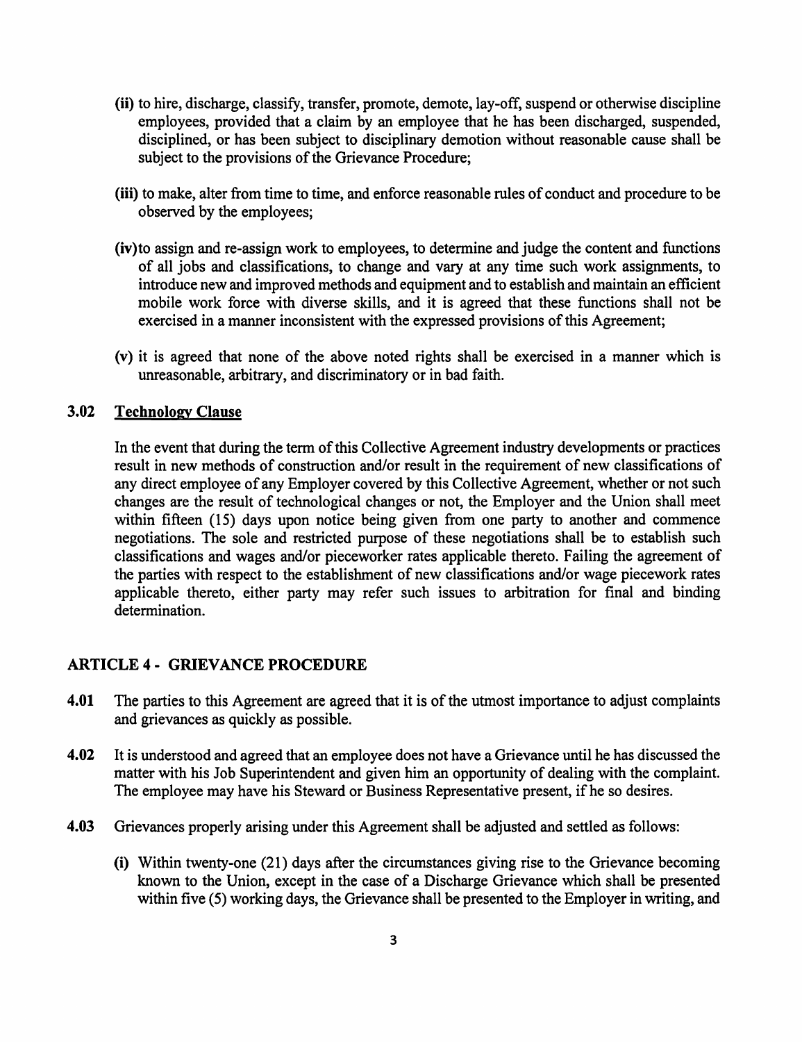**(ii)** to hire, discharge, classify, transfer, promote, demote, lay-off, suspend or otherwise discipline employees, provided that a claim by an employee that he has been discharged, suspended, disciplined, or has been subject to disciplinary demotion without reasonable cause shall be subject to the provisions of the Grievance Procedure;

**(iii)** to make, alter from time to time, and enforce reasonable rules of conduct and procedure to be observed by the employees;

**(iv)** to assign and re-assign work to employees, to determine and judge the content and functions of all jobs and classifications, to change and vary at any time such work assignments, to introduce new and improved methods and equipment and to establish and maintain an efficient mobile work force with diverse skills, and it is agreed that these functions shall not be exercised in a manner inconsistent with the expressed provisions of this Agreement;

**(v)** it is agreed that none of the above noted rights shall be exercised in a manner which is unreasonable, arbitrary, and discriminatory or in bad faith.

**3.02 Technology Clause**

In the event that during the term of this Collective Agreement industry developments or practices result in new methods of construction and/or result in the requirement of new classifications of any direct employee of any Employer covered by this Collective Agreement, whether or not such changes are the result of technological changes or not, the Employer and the Union shall meet within fifteen (15) days upon notice being given from one party to another and commence negotiations. The sole and restricted purpose of these negotiations shall be to establish such classifications and wages and/or pieceworker rates applicable thereto. Failing the agreement of the parties with respect to the establishment of new classifications and/or wage piecework rates applicable thereto, either party may refer such issues to arbitration for final and binding determination.

## ARTICLE 4 - GRIEVANCE PROCEDURE

**4.01** The parties to this Agreement are agreed that it is of the utmost importance to adjust complaints and grievances as quickly as possible.

**4.02** It is understood and agreed that an employee does not have a Grievance until he has discussed the matter with his Job Superintendent and given him an opportunity of dealing with the complaint. The employee may have his Steward or Business Representative present, if he so desires.

**4.03** Grievances properly arising under this Agreement shall be adjusted and settled as follows:

**(i)** Within twenty-one (21) days after the circumstances giving rise to the Grievance becoming known to the Union, except in the case of a Discharge Grievance which shall be presented within five (5) working days, the Grievance shall be presented to the Employer in writing, and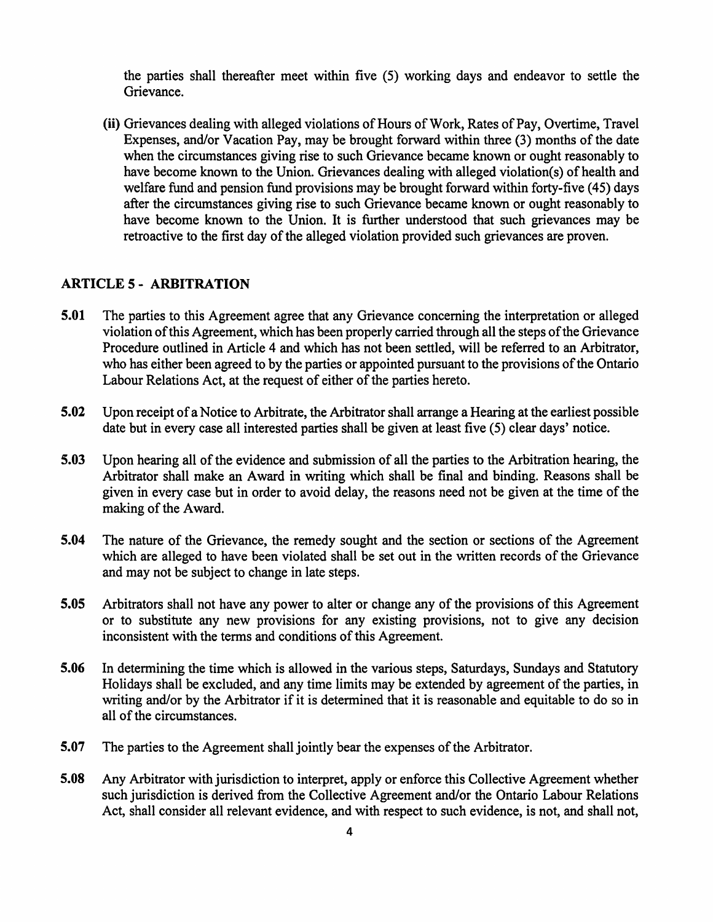the parties shall thereafter meet within five (5) working days and endeavor to settle the Grievance.

**(ii)** Grievances dealing with alleged violations of Hours of Work, Rates of Pay, Overtime, Travel Expenses, and/or Vacation Pay, may be brought forward within three (3) months of the date when the circumstances giving rise to such Grievance became known or ought reasonably to have become known to the Union. Grievances dealing with alleged violation(s) of health and welfare fund and pension fund provisions may be brought forward within forty-five (45) days after the circumstances giving rise to such Grievance became known or ought reasonably to have become known to the Union. It is further understood that such grievances may be retroactive to the first day of the alleged violation provided such grievances are proven.

## ARTICLE 5 - ARBITRATION

**5.01** The parties to this Agreement agree that any Grievance concerning the interpretation or alleged violation of this Agreement, which has been properly carried through all the steps of the Grievance Procedure outlined in Article 4 and which has not been settled, will be referred to an Arbitrator, who has either been agreed to by the parties or appointed pursuant to the provisions of the Ontario Labour Relations Act, at the request of either of the parties hereto.

**5.02** Upon receipt of a Notice to Arbitrate, the Arbitrator shall arrange a Hearing at the earliest possible date but in every case all interested parties shall be given at least five (5) clear days' notice.

**5.03** Upon hearing all of the evidence and submission of all the parties to the Arbitration hearing, the Arbitrator shall make an Award in writing which shall be final and binding. Reasons shall be given in every case but in order to avoid delay, the reasons need not be given at the time of the making of the Award.

**5.04** The nature of the Grievance, the remedy sought and the section or sections of the Agreement which are alleged to have been violated shall be set out in the written records of the Grievance and may not be subject to change in late steps.

**5.05** Arbitrators shall not have any power to alter or change any of the provisions of this Agreement or to substitute any new provisions for any existing provisions, not to give any decision inconsistent with the terms and conditions of this Agreement.

**5.06** In determining the time which is allowed in the various steps, Saturdays, Sundays and Statutory Holidays shall be excluded, and any time limits may be extended by agreement of the parties, in writing and/or by the Arbitrator if it is determined that it is reasonable and equitable to do so in all of the circumstances.

**5.07** The parties to the Agreement shall jointly bear the expenses of the Arbitrator.

**5.08** Any Arbitrator with jurisdiction to interpret, apply or enforce this Collective Agreement whether such jurisdiction is derived from the Collective Agreement and/or the Ontario Labour Relations Act, shall consider all relevant evidence, and with respect to such evidence, is not, and shall not,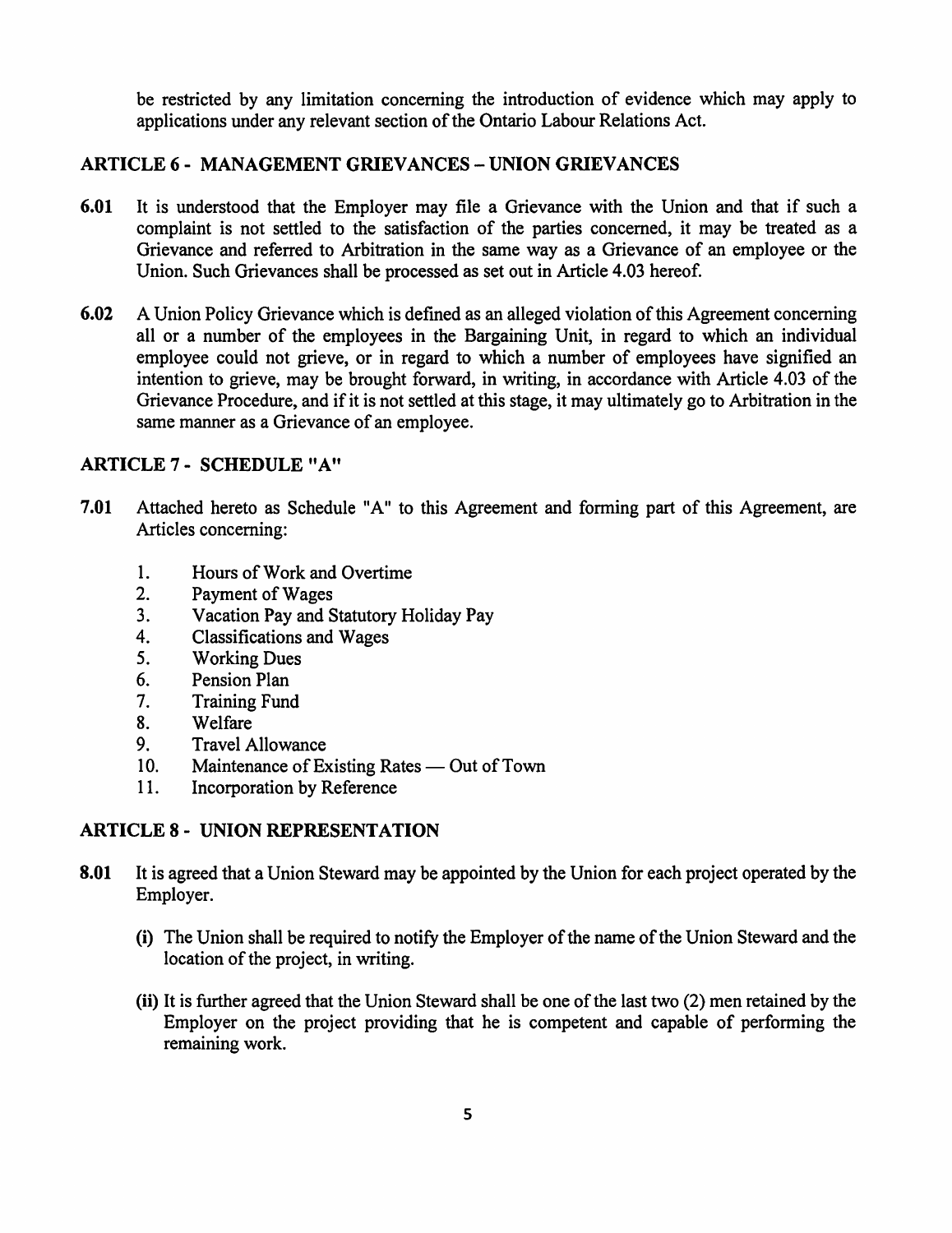be restricted by any limitation concerning the introduction of evidence which may apply to applications under any relevant section of the Ontario Labour Relations Act.

## ARTICLE 6 - MANAGEMENT GRIEVANCES – UNION GRIEVANCES

**6.01** It is understood that the Employer may file a Grievance with the Union and that if such a complaint is not settled to the satisfaction of the parties concerned, it may be treated as a Grievance and referred to Arbitration in the same way as a Grievance of an employee or the Union. Such Grievances shall be processed as set out in Article 4.03 hereof.

**6.02** A Union Policy Grievance which is defined as an alleged violation of this Agreement concerning all or a number of the employees in the Bargaining Unit, in regard to which an individual employee could not grieve, or in regard to which a number of employees have signified an intention to grieve, may be brought forward, in writing, in accordance with Article 4.03 of the Grievance Procedure, and if it is not settled at this stage, it may ultimately go to Arbitration in the same manner as a Grievance of an employee.

## ARTICLE 7 - SCHEDULE "A"

**7.01** Attached hereto as Schedule "A" to this Agreement and forming part of this Agreement, are Articles concerning:

1. Hours of Work and Overtime
2. Payment of Wages
3. Vacation Pay and Statutory Holiday Pay
4. Classifications and Wages
5. Working Dues
6. Pension Plan
7. Training Fund
8. Welfare
9. Travel Allowance
10. Maintenance of Existing Rates — Out of Town
11. Incorporation by Reference

## ARTICLE 8 - UNION REPRESENTATION

**8.01** It is agreed that a Union Steward may be appointed by the Union for each project operated by the Employer.

**(i)** The Union shall be required to notify the Employer of the name of the Union Steward and the location of the project, in writing.

**(ii)** It is further agreed that the Union Steward shall be one of the last two (2) men retained by the Employer on the project providing that he is competent and capable of performing the remaining work.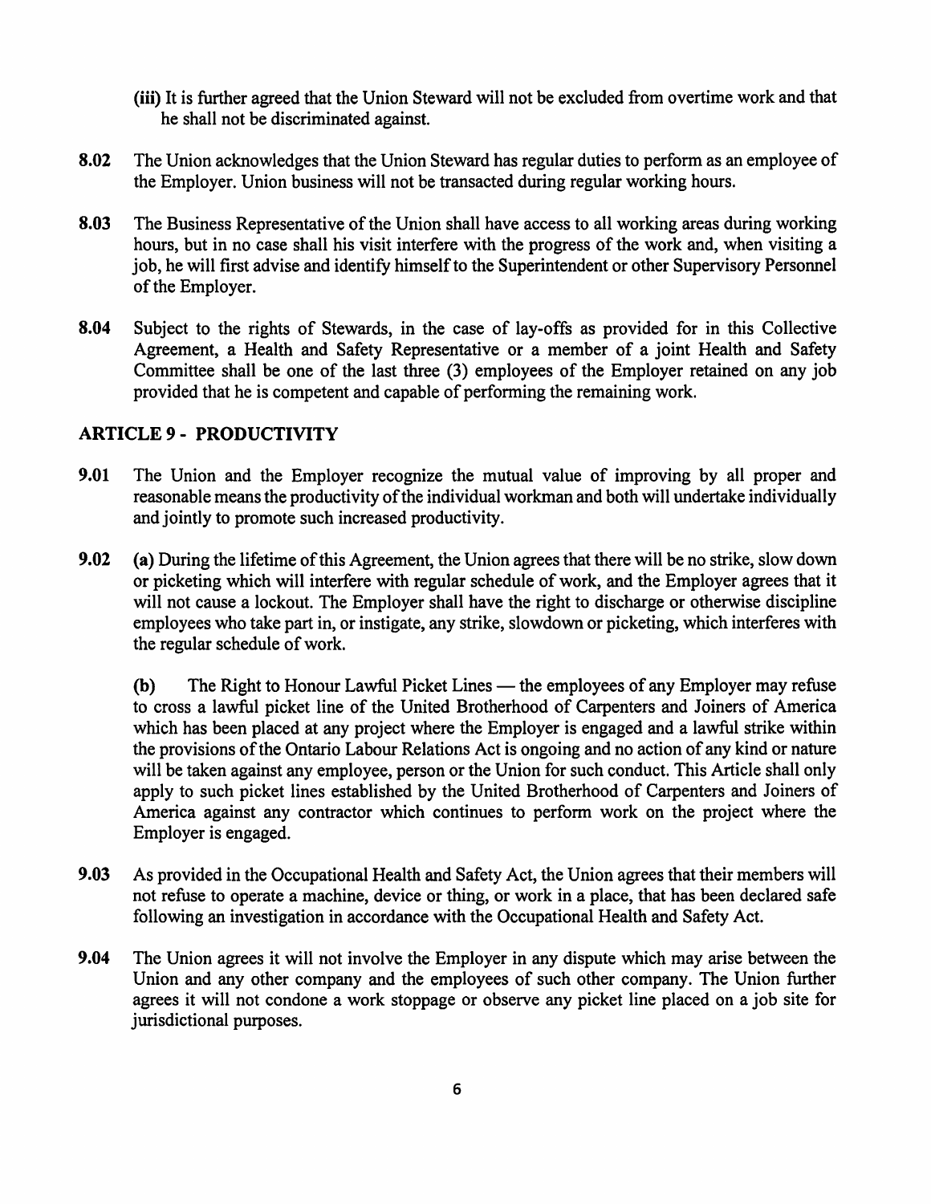**(iii)** It is further agreed that the Union Steward will not be excluded from overtime work and that he shall not be discriminated against.

**8.02** The Union acknowledges that the Union Steward has regular duties to perform as an employee of the Employer. Union business will not be transacted during regular working hours.

**8.03** The Business Representative of the Union shall have access to all working areas during working hours, but in no case shall his visit interfere with the progress of the work and, when visiting a job, he will first advise and identify himself to the Superintendent or other Supervisory Personnel of the Employer.

**8.04** Subject to the rights of Stewards, in the case of lay-offs as provided for in this Collective Agreement, a Health and Safety Representative or a member of a joint Health and Safety Committee shall be one of the last three (3) employees of the Employer retained on any job provided that he is competent and capable of performing the remaining work.

## ARTICLE 9 - PRODUCTIVITY

**9.01** The Union and the Employer recognize the mutual value of improving by all proper and reasonable means the productivity of the individual workman and both will undertake individually and jointly to promote such increased productivity.

**9.02** **(a)** During the lifetime of this Agreement, the Union agrees that there will be no strike, slow down or picketing which will interfere with regular schedule of work, and the Employer agrees that it will not cause a lockout. The Employer shall have the right to discharge or otherwise discipline employees who take part in, or instigate, any strike, slowdown or picketing, which interferes with the regular schedule of work.

**(b)** The Right to Honour Lawful Picket Lines — the employees of any Employer may refuse to cross a lawful picket line of the United Brotherhood of Carpenters and Joiners of America which has been placed at any project where the Employer is engaged and a lawful strike within the provisions of the Ontario Labour Relations Act is ongoing and no action of any kind or nature will be taken against any employee, person or the Union for such conduct. This Article shall only apply to such picket lines established by the United Brotherhood of Carpenters and Joiners of America against any contractor which continues to perform work on the project where the Employer is engaged.

**9.03** As provided in the Occupational Health and Safety Act, the Union agrees that their members will not refuse to operate a machine, device or thing, or work in a place, that has been declared safe following an investigation in accordance with the Occupational Health and Safety Act.

**9.04** The Union agrees it will not involve the Employer in any dispute which may arise between the Union and any other company and the employees of such other company. The Union further agrees it will not condone a work stoppage or observe any picket line placed on a job site for jurisdictional purposes.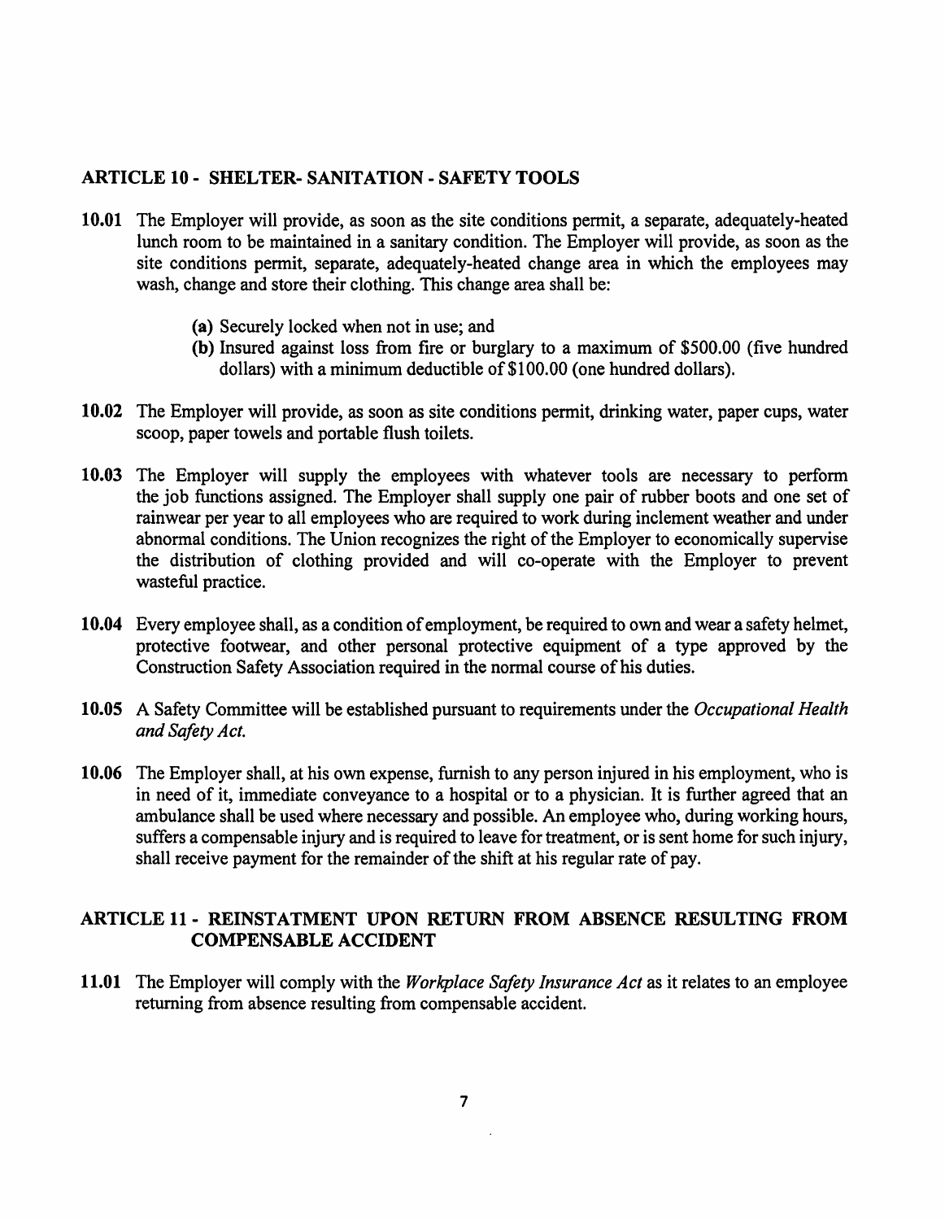## ARTICLE 10 - SHELTER- SANITATION - SAFETY TOOLS

**10.01** The Employer will provide, as soon as the site conditions permit, a separate, adequately-heated lunch room to be maintained in a sanitary condition. The Employer will provide, as soon as the site conditions permit, separate, adequately-heated change area in which the employees may wash, change and store their clothing. This change area shall be:

- **(a)** Securely locked when not in use; and
- **(b)** Insured against loss from fire or burglary to a maximum of $500.00 (five hundred dollars) with a minimum deductible of $100.00 (one hundred dollars).

**10.02** The Employer will provide, as soon as site conditions permit, drinking water, paper cups, water scoop, paper towels and portable flush toilets.

**10.03** The Employer will supply the employees with whatever tools are necessary to perform the job functions assigned. The Employer shall supply one pair of rubber boots and one set of rainwear per year to all employees who are required to work during inclement weather and under abnormal conditions. The Union recognizes the right of the Employer to economically supervise the distribution of clothing provided and will co-operate with the Employer to prevent wasteful practice.

**10.04** Every employee shall, as a condition of employment, be required to own and wear a safety helmet, protective footwear, and other personal protective equipment of a type approved by the Construction Safety Association required in the normal course of his duties.

**10.05** A Safety Committee will be established pursuant to requirements under the *Occupational Health and Safety Act.*

**10.06** The Employer shall, at his own expense, furnish to any person injured in his employment, who is in need of it, immediate conveyance to a hospital or to a physician. It is further agreed that an ambulance shall be used where necessary and possible. An employee who, during working hours, suffers a compensable injury and is required to leave for treatment, or is sent home for such injury, shall receive payment for the remainder of the shift at his regular rate of pay.

## ARTICLE 11 - REINSTATMENT UPON RETURN FROM ABSENCE RESULTING FROM COMPENSABLE ACCIDENT

**11.01** The Employer will comply with the *Workplace Safety Insurance Act* as it relates to an employee returning from absence resulting from compensable accident.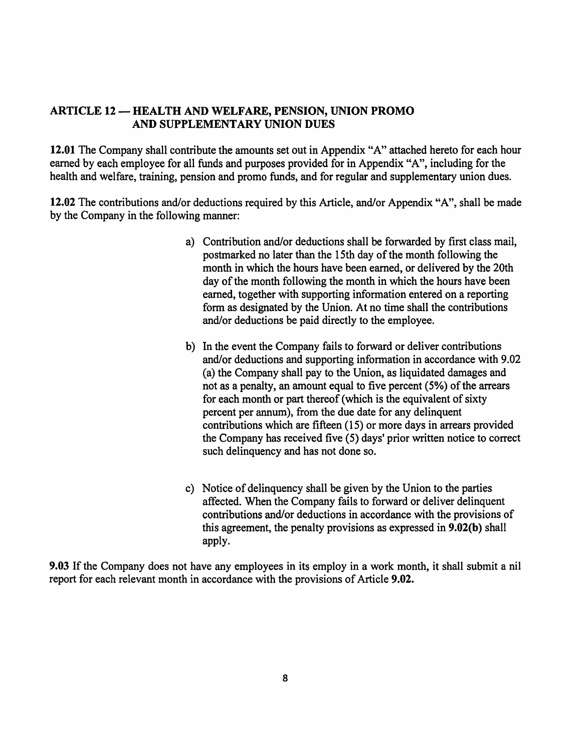## ARTICLE 12 — HEALTH AND WELFARE, PENSION, UNION PROMO AND SUPPLEMENTARY UNION DUES

**12.01** The Company shall contribute the amounts set out in Appendix "A" attached hereto for each hour earned by each employee for all funds and purposes provided for in Appendix "A", including for the health and welfare, training, pension and promo funds, and for regular and supplementary union dues.

**12.02** The contributions and/or deductions required by this Article, and/or Appendix "A", shall be made by the Company in the following manner:

a) Contribution and/or deductions shall be forwarded by first class mail, postmarked no later than the 15th day of the month following the month in which the hours have been earned, or delivered by the 20th day of the month following the month in which the hours have been earned, together with supporting information entered on a reporting form as designated by the Union. At no time shall the contributions and/or deductions be paid directly to the employee.

b) In the event the Company fails to forward or deliver contributions and/or deductions and supporting information in accordance with 9.02 (a) the Company shall pay to the Union, as liquidated damages and not as a penalty, an amount equal to five percent (5%) of the arrears for each month or part thereof (which is the equivalent of sixty percent per annum), from the due date for any delinquent contributions which are fifteen (15) or more days in arrears provided the Company has received five (5) days' prior written notice to correct such delinquency and has not done so.

c) Notice of delinquency shall be given by the Union to the parties affected. When the Company fails to forward or deliver delinquent contributions and/or deductions in accordance with the provisions of this agreement, the penalty provisions as expressed in **9.02(b)** shall apply.

**9.03** If the Company does not have any employees in its employ in a work month, it shall submit a nil report for each relevant month in accordance with the provisions of Article **9.02.**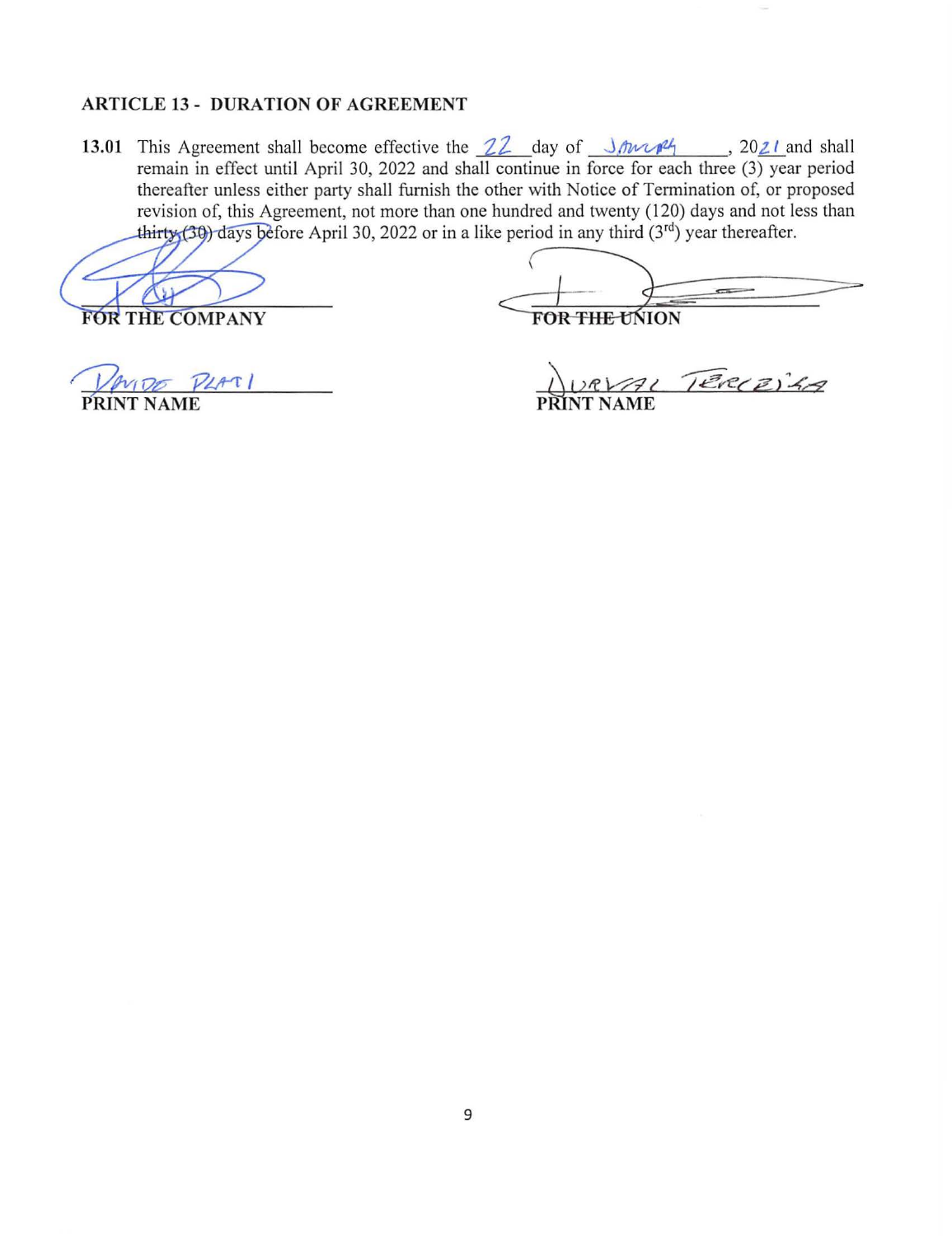## ARTICLE 13 - DURATION OF AGREEMENT

**13.01** This Agreement shall become effective the 22 day of January, 2021 and shall remain in effect until April 30, 2022 and shall continue in force for each three (3) year period thereafter unless either party shall furnish the other with Notice of Termination of, or proposed revision of, this Agreement, not more than one hundred and twenty (120) days and not less than thirty (30) days before April 30, 2022 or in a like period in any third (3rd) year thereafter.

| | |
|---|---|
| _______________ | _______________ |
| **FOR THE COMPANY** | **FOR THE UNION** |
| DAVIDE PLATI | DURVAL TERCEIRA |
| **PRINT NAME** | **PRINT NAME** |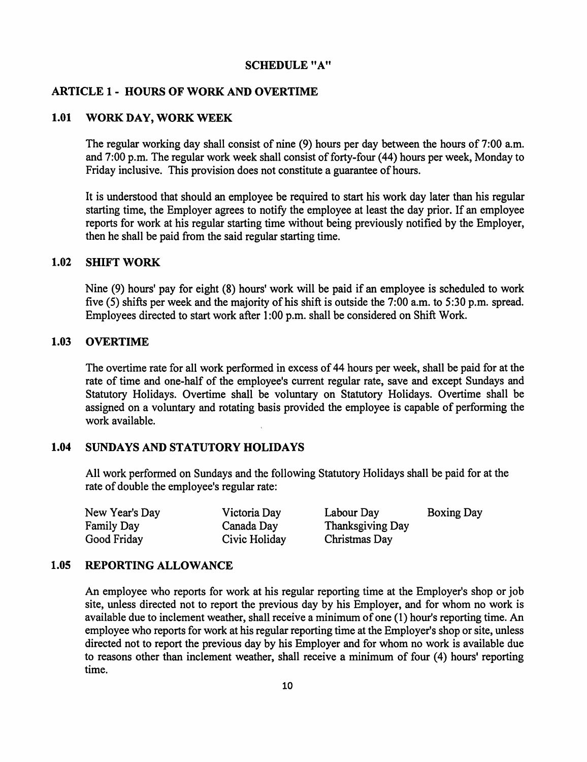## SCHEDULE "A"

### ARTICLE 1 - HOURS OF WORK AND OVERTIME

#### 1.01 WORK DAY, WORK WEEK

The regular working day shall consist of nine (9) hours per day between the hours of 7:00 a.m. and 7:00 p.m. The regular work week shall consist of forty-four (44) hours per week, Monday to Friday inclusive. This provision does not constitute a guarantee of hours.

It is understood that should an employee be required to start his work day later than his regular starting time, the Employer agrees to notify the employee at least the day prior. If an employee reports for work at his regular starting time without being previously notified by the Employer, then he shall be paid from the said regular starting time.

#### 1.02 SHIFT WORK

Nine (9) hours' pay for eight (8) hours' work will be paid if an employee is scheduled to work five (5) shifts per week and the majority of his shift is outside the 7:00 a.m. to 5:30 p.m. spread. Employees directed to start work after 1:00 p.m. shall be considered on Shift Work.

#### 1.03 OVERTIME

The overtime rate for all work performed in excess of 44 hours per week, shall be paid for at the rate of time and one-half of the employee's current regular rate, save and except Sundays and Statutory Holidays. Overtime shall be voluntary on Statutory Holidays. Overtime shall be assigned on a voluntary and rotating basis provided the employee is capable of performing the work available.

#### 1.04 SUNDAYS AND STATUTORY HOLIDAYS

All work performed on Sundays and the following Statutory Holidays shall be paid for at the rate of double the employee's regular rate:

| | | | |
|---|---|---|---|
| New Year's Day | Victoria Day | Labour Day | Boxing Day |
| Family Day | Canada Day | Thanksgiving Day | |
| Good Friday | Civic Holiday | Christmas Day | |

#### 1.05 REPORTING ALLOWANCE

An employee who reports for work at his regular reporting time at the Employer's shop or job site, unless directed not to report the previous day by his Employer, and for whom no work is available due to inclement weather, shall receive a minimum of one (1) hour's reporting time. An employee who reports for work at his regular reporting time at the Employer's shop or site, unless directed not to report the previous day by his Employer and for whom no work is available due to reasons other than inclement weather, shall receive a minimum of four (4) hours' reporting time.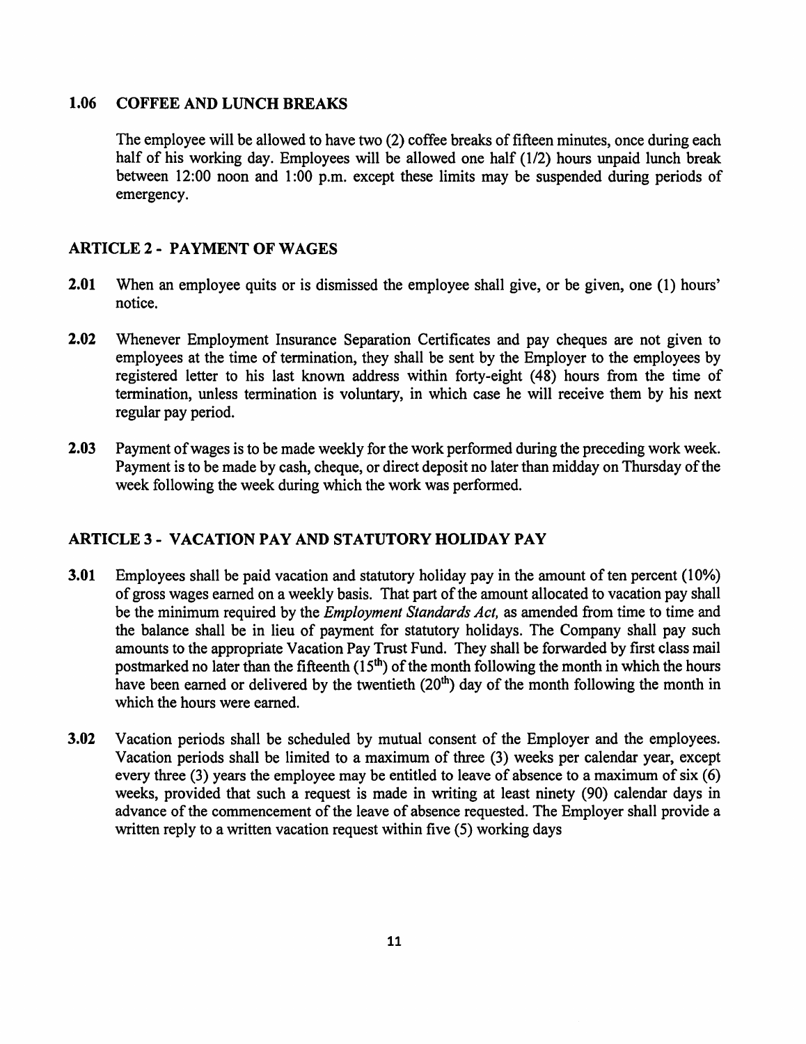### 1.06 COFFEE AND LUNCH BREAKS

The employee will be allowed to have two (2) coffee breaks of fifteen minutes, once during each half of his working day. Employees will be allowed one half (1/2) hours unpaid lunch break between 12:00 noon and 1:00 p.m. except these limits may be suspended during periods of emergency.

## ARTICLE 2 - PAYMENT OF WAGES

**2.01** When an employee quits or is dismissed the employee shall give, or be given, one (1) hours' notice.

**2.02** Whenever Employment Insurance Separation Certificates and pay cheques are not given to employees at the time of termination, they shall be sent by the Employer to the employees by registered letter to his last known address within forty-eight (48) hours from the time of termination, unless termination is voluntary, in which case he will receive them by his next regular pay period.

**2.03** Payment of wages is to be made weekly for the work performed during the preceding work week. Payment is to be made by cash, cheque, or direct deposit no later than midday on Thursday of the week following the week during which the work was performed.

## ARTICLE 3 - VACATION PAY AND STATUTORY HOLIDAY PAY

**3.01** Employees shall be paid vacation and statutory holiday pay in the amount of ten percent (10%) of gross wages earned on a weekly basis. That part of the amount allocated to vacation pay shall be the minimum required by the *Employment Standards Act,* as amended from time to time and the balance shall be in lieu of payment for statutory holidays. The Company shall pay such amounts to the appropriate Vacation Pay Trust Fund. They shall be forwarded by first class mail postmarked no later than the fifteenth (15th) of the month following the month in which the hours have been earned or delivered by the twentieth (20th) day of the month following the month in which the hours were earned.

**3.02** Vacation periods shall be scheduled by mutual consent of the Employer and the employees. Vacation periods shall be limited to a maximum of three (3) weeks per calendar year, except every three (3) years the employee may be entitled to leave of absence to a maximum of six (6) weeks, provided that such a request is made in writing at least ninety (90) calendar days in advance of the commencement of the leave of absence requested. The Employer shall provide a written reply to a written vacation request within five (5) working days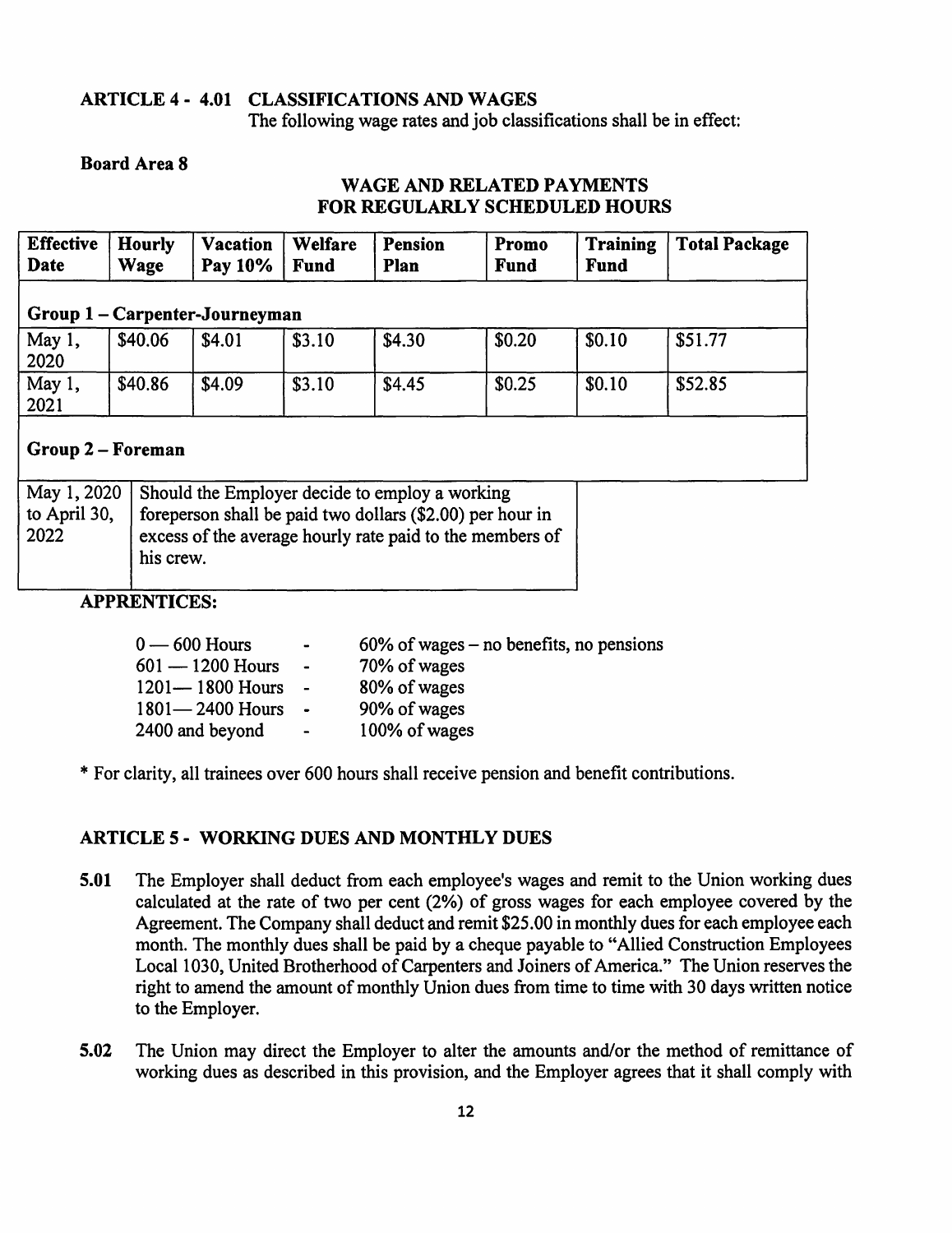### ARTICLE 4 - 4.01 CLASSIFICATIONS AND WAGES

The following wage rates and job classifications shall be in effect:

**Board Area 8**

**WAGE AND RELATED PAYMENTS FOR REGULARLY SCHEDULED HOURS**

| Effective Date | Hourly Wage | Vacation Pay 10% | Welfare Fund | Pension Plan | Promo Fund | Training Fund | Total Package |
|---|---|---|---|---|---|---|---|
| **Group 1 – Carpenter-Journeyman** | | | | | | | |
| May 1, 2020 | $40.06 | $4.01 | $3.10 | $4.30 | $0.20 | $0.10 | $51.77 |
| May 1, 2021 | $40.86 | $4.09 | $3.10 | $4.45 | $0.25 | $0.10 | $52.85 |
| **Group 2 – Foreman** | | | | | | | |
| May 1, 2020 to April 30, 2022 | Should the Employer decide to employ a working foreperson shall be paid two dollars ($2.00) per hour in excess of the average hourly rate paid to the members of his crew. | | | | | | |

### APPRENTICES:

| | | |
|---|---|---|
| 0 — 600 Hours | - | 60% of wages – no benefits, no pensions |
| 601 — 1200 Hours | - | 70% of wages |
| 1201— 1800 Hours | - | 80% of wages |
| 1801— 2400 Hours | - | 90% of wages |
| 2400 and beyond | - | 100% of wages |

* For clarity, all trainees over 600 hours shall receive pension and benefit contributions.

### ARTICLE 5 - WORKING DUES AND MONTHLY DUES

**5.01** The Employer shall deduct from each employee's wages and remit to the Union working dues calculated at the rate of two per cent (2%) of gross wages for each employee covered by the Agreement. The Company shall deduct and remit $25.00 in monthly dues for each employee each month. The monthly dues shall be paid by a cheque payable to "Allied Construction Employees Local 1030, United Brotherhood of Carpenters and Joiners of America." The Union reserves the right to amend the amount of monthly Union dues from time to time with 30 days written notice to the Employer.

**5.02** The Union may direct the Employer to alter the amounts and/or the method of remittance of working dues as described in this provision, and the Employer agrees that it shall comply with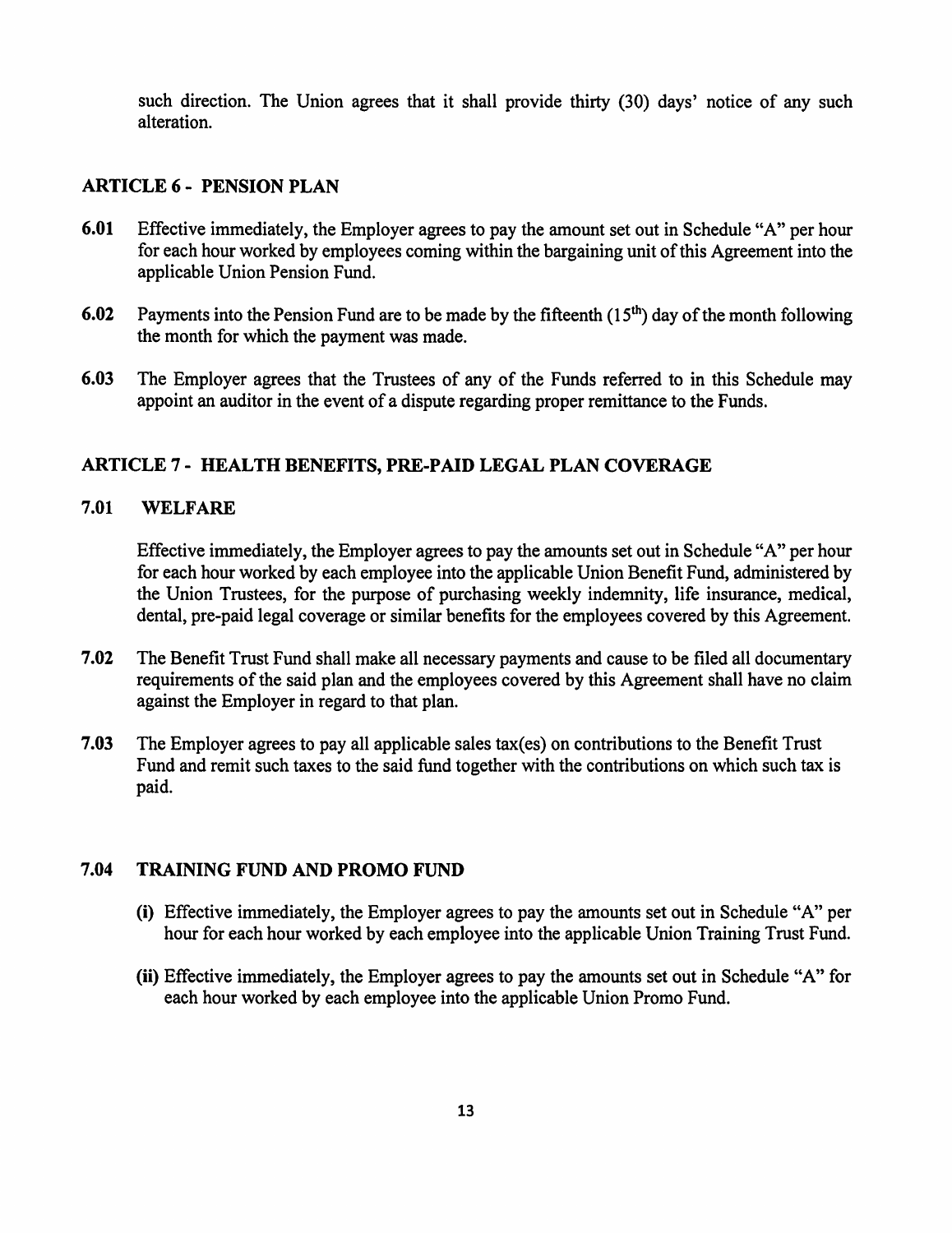such direction. The Union agrees that it shall provide thirty (30) days' notice of any such alteration.

## ARTICLE 6 - PENSION PLAN

**6.01** Effective immediately, the Employer agrees to pay the amount set out in Schedule "A" per hour for each hour worked by employees coming within the bargaining unit of this Agreement into the applicable Union Pension Fund.

**6.02** Payments into the Pension Fund are to be made by the fifteenth (15th) day of the month following the month for which the payment was made.

**6.03** The Employer agrees that the Trustees of any of the Funds referred to in this Schedule may appoint an auditor in the event of a dispute regarding proper remittance to the Funds.

## ARTICLE 7 - HEALTH BENEFITS, PRE-PAID LEGAL PLAN COVERAGE

### 7.01 WELFARE

Effective immediately, the Employer agrees to pay the amounts set out in Schedule "A" per hour for each hour worked by each employee into the applicable Union Benefit Fund, administered by the Union Trustees, for the purpose of purchasing weekly indemnity, life insurance, medical, dental, pre-paid legal coverage or similar benefits for the employees covered by this Agreement.

**7.02** The Benefit Trust Fund shall make all necessary payments and cause to be filed all documentary requirements of the said plan and the employees covered by this Agreement shall have no claim against the Employer in regard to that plan.

**7.03** The Employer agrees to pay all applicable sales tax(es) on contributions to the Benefit Trust Fund and remit such taxes to the said fund together with the contributions on which such tax is paid.

### 7.04 TRAINING FUND AND PROMO FUND

**(i)** Effective immediately, the Employer agrees to pay the amounts set out in Schedule "A" per hour for each hour worked by each employee into the applicable Union Training Trust Fund.

**(ii)** Effective immediately, the Employer agrees to pay the amounts set out in Schedule "A" for each hour worked by each employee into the applicable Union Promo Fund.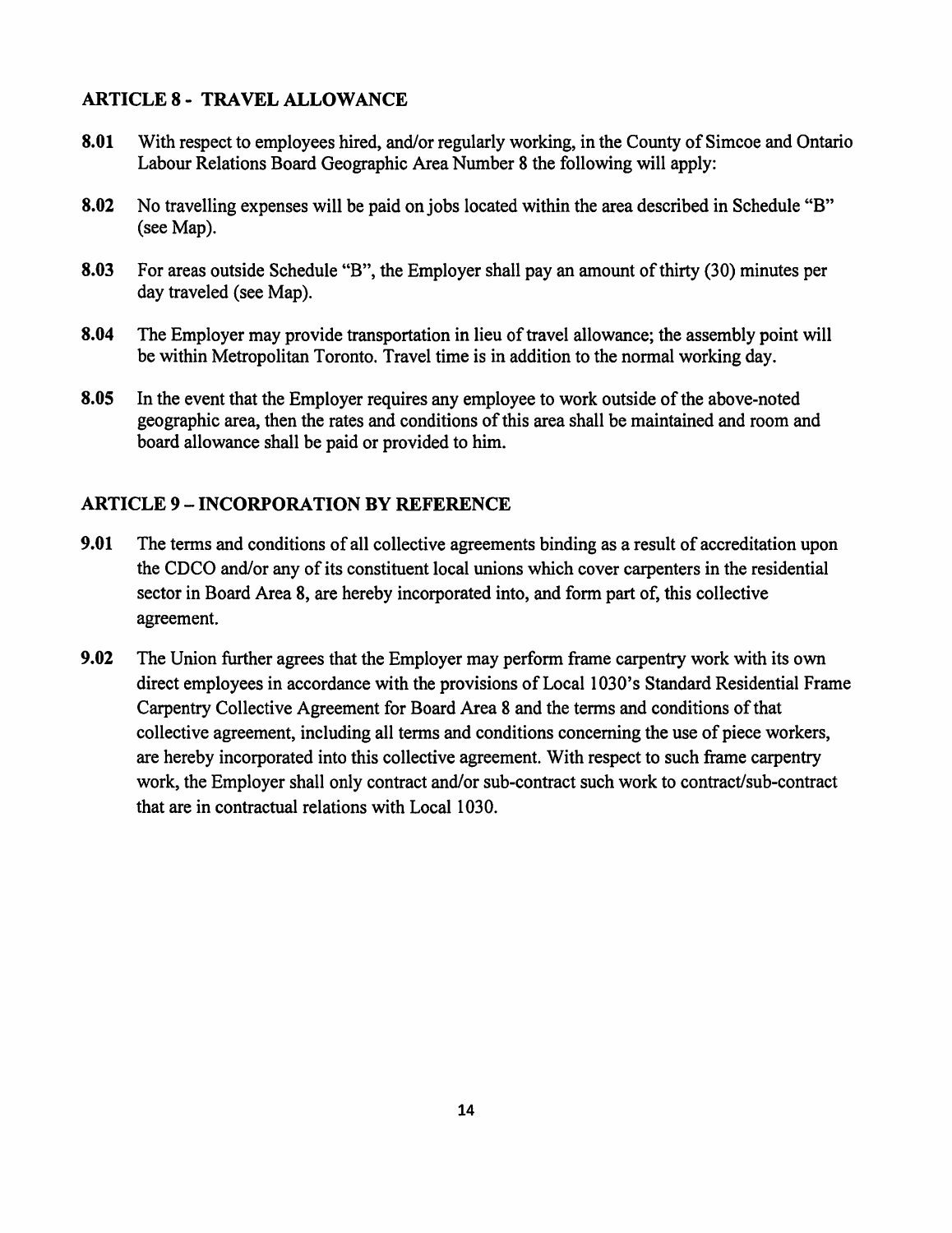## ARTICLE 8 - TRAVEL ALLOWANCE

**8.01** With respect to employees hired, and/or regularly working, in the County of Simcoe and Ontario Labour Relations Board Geographic Area Number 8 the following will apply:

**8.02** No travelling expenses will be paid on jobs located within the area described in Schedule "B" (see Map).

**8.03** For areas outside Schedule "B", the Employer shall pay an amount of thirty (30) minutes per day traveled (see Map).

**8.04** The Employer may provide transportation in lieu of travel allowance; the assembly point will be within Metropolitan Toronto. Travel time is in addition to the normal working day.

**8.05** In the event that the Employer requires any employee to work outside of the above-noted geographic area, then the rates and conditions of this area shall be maintained and room and board allowance shall be paid or provided to him.

## ARTICLE 9 – INCORPORATION BY REFERENCE

**9.01** The terms and conditions of all collective agreements binding as a result of accreditation upon the CDCO and/or any of its constituent local unions which cover carpenters in the residential sector in Board Area 8, are hereby incorporated into, and form part of, this collective agreement.

**9.02** The Union further agrees that the Employer may perform frame carpentry work with its own direct employees in accordance with the provisions of Local 1030's Standard Residential Frame Carpentry Collective Agreement for Board Area 8 and the terms and conditions of that collective agreement, including all terms and conditions concerning the use of piece workers, are hereby incorporated into this collective agreement. With respect to such frame carpentry work, the Employer shall only contract and/or sub-contract such work to contract/sub-contract that are in contractual relations with Local 1030.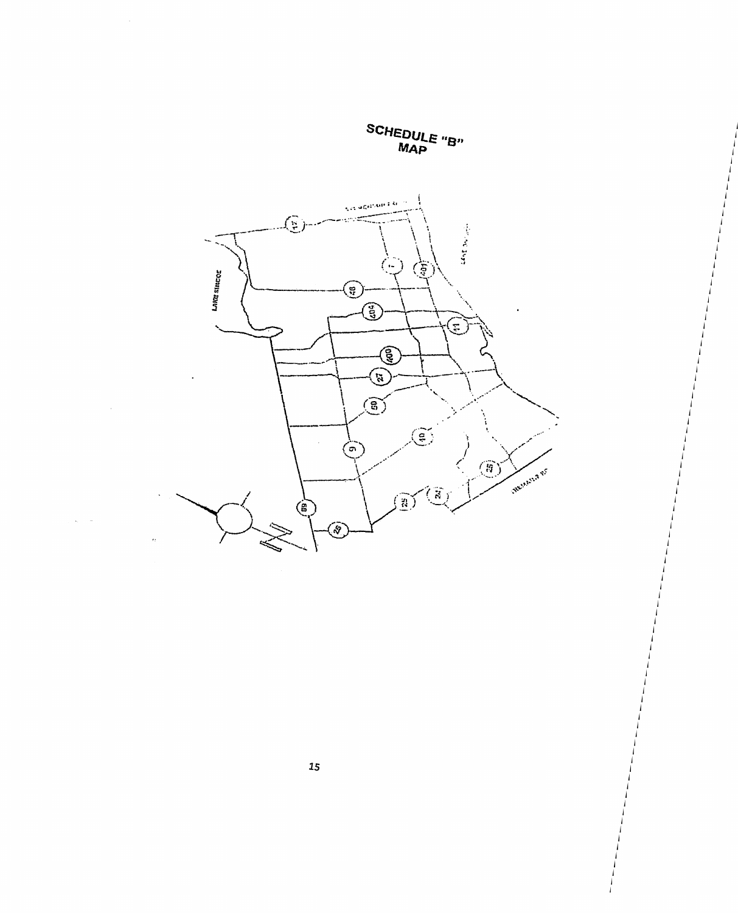# SCHEDULE "B"
## MAP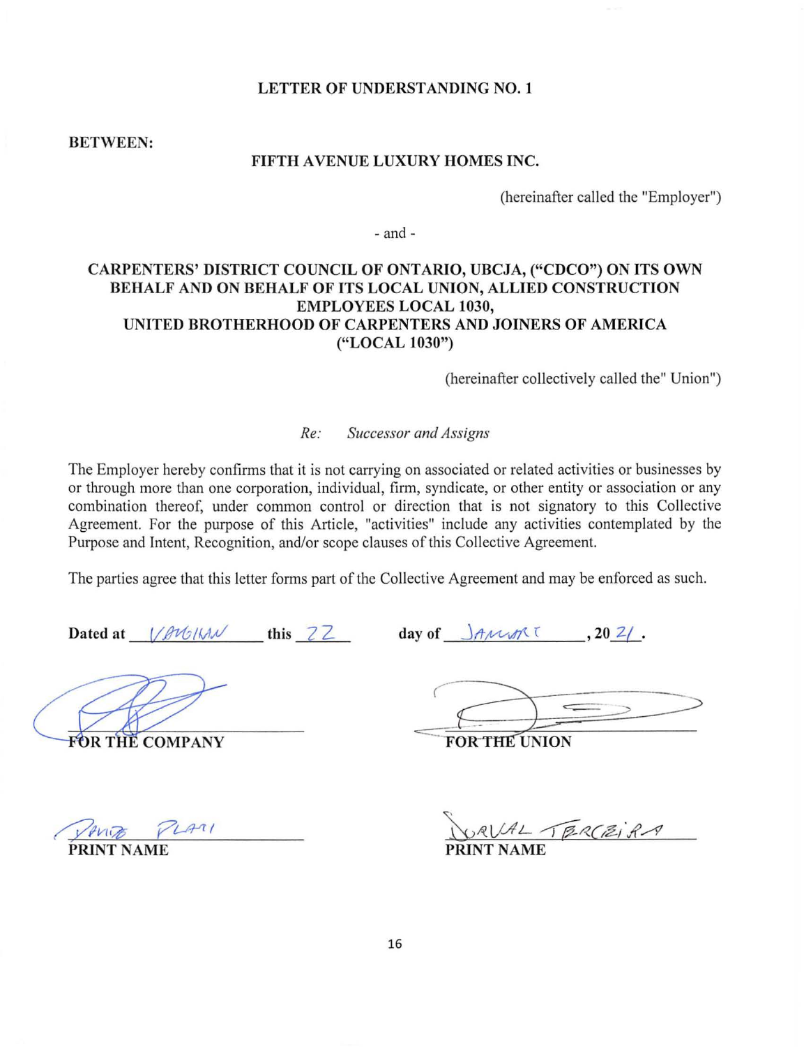# LETTER OF UNDERSTANDING NO. 1

**BETWEEN:**

**FIFTH AVENUE LUXURY HOMES INC.**

(hereinafter called the "Employer")

\- and -

**CARPENTERS' DISTRICT COUNCIL OF ONTARIO, UBCJA, ("CDCO") ON ITS OWN BEHALF AND ON BEHALF OF ITS LOCAL UNION, ALLIED CONSTRUCTION EMPLOYEES LOCAL 1030, UNITED BROTHERHOOD OF CARPENTERS AND JOINERS OF AMERICA ("LOCAL 1030")**

(hereinafter collectively called the" Union")

*Re: Successor and Assigns*

The Employer hereby confirms that it is not carrying on associated or related activities or businesses by or through more than one corporation, individual, firm, syndicate, or other entity or association or any combination thereof, under common control or direction that is not signatory to this Collective Agreement. For the purpose of this Article, "activities" include any activities contemplated by the Purpose and Intent, Recognition, and/or scope clauses of this Collective Agreement.

The parties agree that this letter forms part of the Collective Agreement and may be enforced as such.

**Dated at** Vaughan **this** 22 **day of** January **, 20**21.

**FOR THE COMPANY**

David Plati
**PRINT NAME**

**FOR THE UNION**

Durval Terceira
**PRINT NAME**